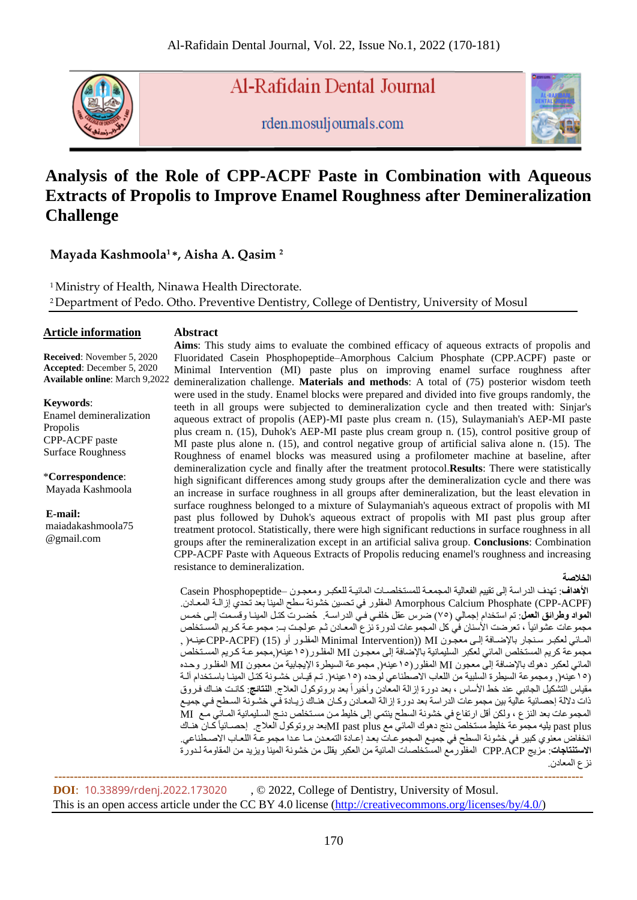# Analysis of the Role of CPP-ACPF Paste in Combination with Aqueous Extracts of Propolis to Improve Enamel Roughness after Demineralization Challenge

**Mayada Kashmoola[1]*, Aisha A. Qasim [2]**

[1] Ministry of Health, Ninawa Health Directorate.
[2] Department of Pedo. Otho. Preventive Dentistry, College of Dentistry, University of Mosul

## Article information

**Received**: November 5, 2020
**Accepted**: December 5, 2020
**Available online**: March 9,2022

**Keywords**:
Enamel demineralization
Propolis
CPP-ACPF paste
Surface Roughness

*__Correspondence__:
Mayada Kashmoola

**E-mail:**
maiadakashmoola75
@gmail.com

## Abstract

**Aims**: This study aims to evaluate the combined efficacy of aqueous extracts of propolis and Fluoridated Casein Phosphopeptide–Amorphous Calcium Phosphate (CPP.ACPF) paste or Minimal Intervention (MI) paste plus on improving enamel surface roughness after demineralization challenge. **Materials and methods**: A total of (75) posterior wisdom teeth were used in the study. Enamel blocks were prepared and divided into five groups randomly, the teeth in all groups were subjected to demineralization cycle and then treated with: Sinjar's aqueous extract of propolis (AEP)-MI paste plus cream n. (15), Sulaymaniah's AEP-MI paste plus cream n. (15), Duhok's AEP-MI paste plus cream group n. (15), control positive group of MI paste plus alone n. (15), and control negative group of artificial saliva alone n. (15). The Roughness of enamel blocks was measured using a profilometer machine at baseline, after demineralization cycle and finally after the treatment protocol.**Results**: There were statistically high significant differences among study groups after the demineralization cycle and there was an increase in surface roughness in all groups after demineralization, but the least elevation in surface roughness belonged to a mixture of Sulaymaniah's aqueous extract of propolis with MI past plus followed by Duhok's aqueous extract of propolis with MI past plus group after treatment protocol. Statistically, there were high significant reductions in surface roughness in all groups after the remineralization except in an artificial saliva group. **Conclusions**: Combination CPP-ACPF Paste with Aqueous Extracts of Propolis reducing enamel's roughness and increasing resistance to demineralization.

## الخلاصة

**الأهداف**: تهدف الدراسة إلى تقييم الفعالية المجمعة للمستخلصات المائية للعكبر ومعجون –Casein Phosphopeptide Amorphous Calcium Phosphate (CPP-ACPF) المفلور في تحسين خشونة سطح المينا بعد تحدي إزالة المعادن. **المواد وطرائق العمل**: تم استخدام إجمالي (٧٥) ضرس عقل خلفي في الدراسة. حُضرت كتل المينا وقسمت إلى خمس مجموعات عشوائياً ، تعرضت الأسنان في كل المجموعات لدورة نزع المعادن ثم عولجت بـ: مجموعة كريم المستخلص المائي لعكبر سنجار بالإضافة إلى معجون Minimal Intervention)) MI المفلور أو (CPP-ACPF) (15) عينه( , مجموعة كريم المستخلص المائي لعكبر السليمانية بالإضافة إلى معجون MI المفلور(١٥عينه(,مجموعة كريم المستخلص المائي لعكبر دهوك بالإضافة إلى معجون MI المفلور(١٥عينه(, مجموعة السيطرة الإيجابية من معجون MI المفلور وحده (١٥عينه(, ومجموعة السيطرة السلبية من اللعاب الاصطناعي لوحده (١٥عينه(. تم قياس خشونة كتل المينا باستخدام آلة مقياس التشكيل الجانبي عند خط الأساس ، بعد دورة إزالة المعادن وأخيراً بعد بروتوكول العلاج. **النتائج**: كانت هناك فروق ذات دلالة إحصائية عالية بين مجموعات الدراسة بعد دورة إزالة المعادن وكان هناك زيادة في خشونة السطح في جميع المجموعات بعد النزع ، ولكن أقل ارتفاع في خشونة السطح ينتمي إلى خليط من مستخلص دنج السليمانية المائي مع MI past plus يليه مجموعة خليط مستخلص دنج دهوك المائي مع MI past plusبعد بروتوكول العلاج. إحصائياً كان هناك انخفاض معنوي كبير في خشونة السطح في جميع المجموعات بعد إعادة التمعدن ما عدا مجموعة اللعاب الاصطناعي. **الاستنتاجات**: مزيج CPP.ACP المفلورمع المستخلصات المائية من العكبر يقلل من خشونة المينا ويزيد من المقاومة لدورة نزع المعادن.

---

**DOI**: 10.33899/rdenj.2022.173020 , © 2022, College of Dentistry, University of Mosul.
This is an open access article under the CC BY 4.0 license (http://creativecommons.org/licenses/by/4.0/)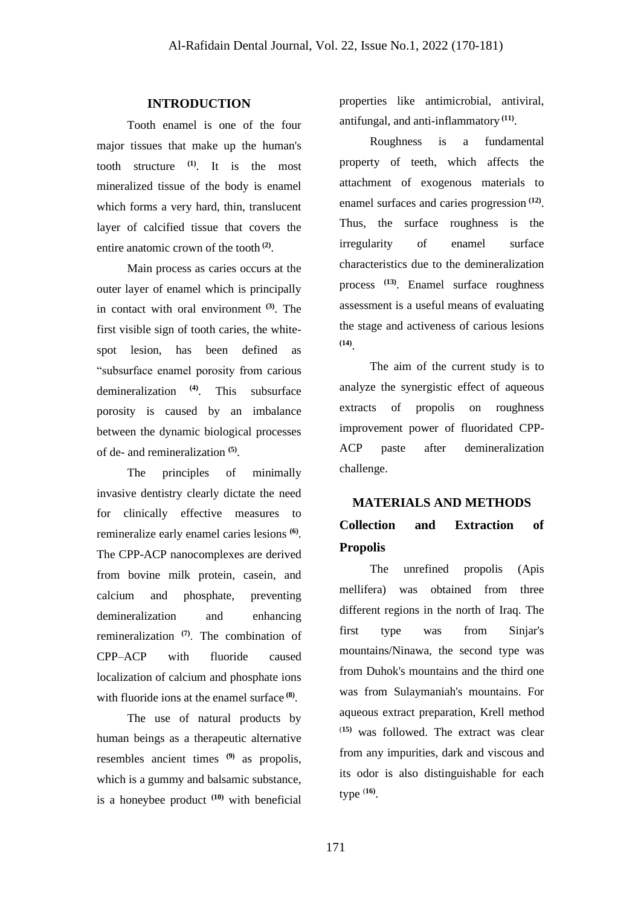## INTRODUCTION

Tooth enamel is one of the four major tissues that make up the human's tooth structure [(1)]. It is the most mineralized tissue of the body is enamel which forms a very hard, thin, translucent layer of calcified tissue that covers the entire anatomic crown of the tooth [(2)].

Main process as caries occurs at the outer layer of enamel which is principally in contact with oral environment [(3)]. The first visible sign of tooth caries, the white-spot lesion, has been defined as "subsurface enamel porosity from carious demineralization [(4)]. This subsurface porosity is caused by an imbalance between the dynamic biological processes of de- and remineralization [(5)].

The principles of minimally invasive dentistry clearly dictate the need for clinically effective measures to remineralize early enamel caries lesions [(6)]. The CPP-ACP nanocomplexes are derived from bovine milk protein, casein, and calcium and phosphate, preventing demineralization and enhancing remineralization [(7)]. The combination of CPP–ACP with fluoride caused localization of calcium and phosphate ions with fluoride ions at the enamel surface [(8)].

The use of natural products by human beings as a therapeutic alternative resembles ancient times [(9)] as propolis, which is a gummy and balsamic substance, is a honeybee product [(10)] with beneficial properties like antimicrobial, antiviral, antifungal, and anti-inflammatory [(11)].

Roughness is a fundamental property of teeth, which affects the attachment of exogenous materials to enamel surfaces and caries progression [(12)]. Thus, the surface roughness is the irregularity of enamel surface characteristics due to the demineralization process [(13)]. Enamel surface roughness assessment is a useful means of evaluating the stage and activeness of carious lesions [(14)].

The aim of the current study is to analyze the synergistic effect of aqueous extracts of propolis on roughness improvement power of fluoridated CPP-ACP paste after demineralization challenge.

## MATERIALS AND METHODS

### Collection and Extraction of Propolis

The unrefined propolis (Apis mellifera) was obtained from three different regions in the north of Iraq. The first type was from Sinjar's mountains/Ninawa, the second type was from Duhok's mountains and the third one was from Sulaymaniah's mountains. For aqueous extract preparation, Krell method [(15)] was followed. The extract was clear from any impurities, dark and viscous and its odor is also distinguishable for each type [(16)].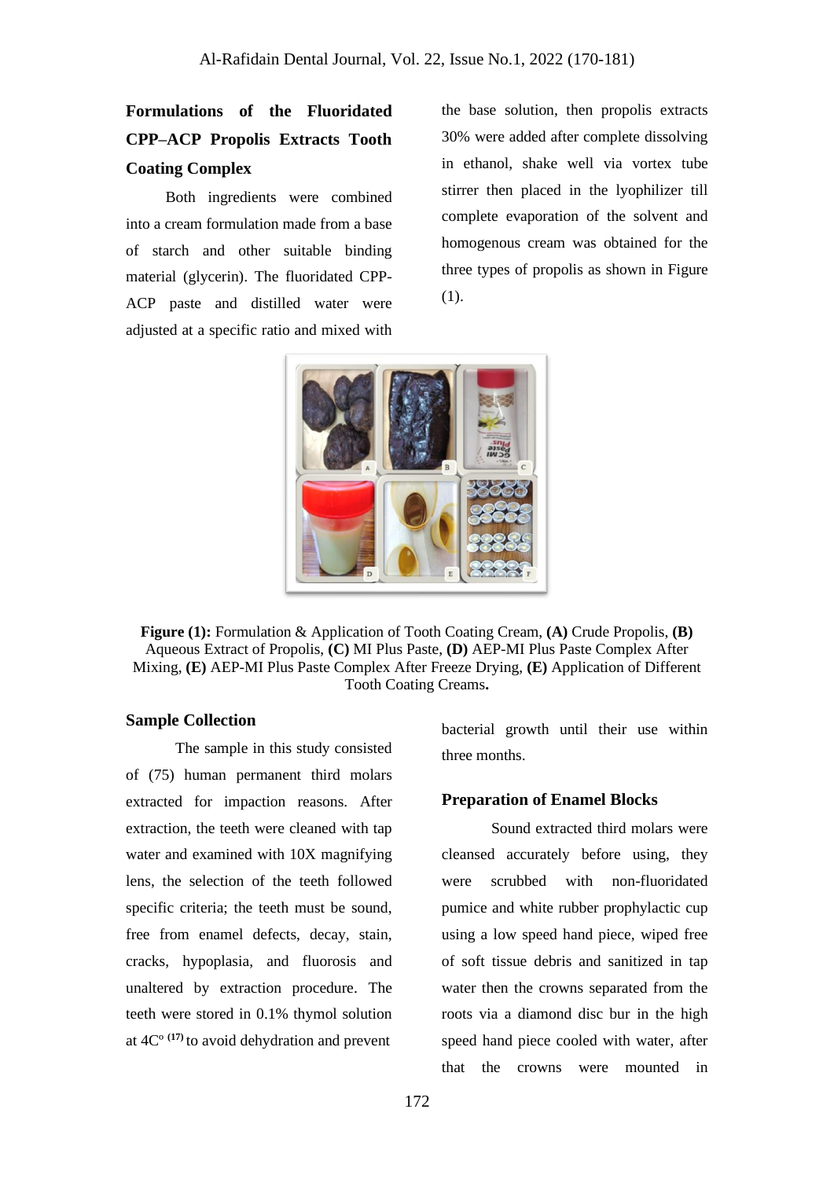### Formulations of the Fluoridated CPP–ACP Propolis Extracts Tooth Coating Complex

Both ingredients were combined into a cream formulation made from a base of starch and other suitable binding material (glycerin). The fluoridated CPP-ACP paste and distilled water were adjusted at a specific ratio and mixed with the base solution, then propolis extracts 30% were added after complete dissolving in ethanol, shake well via vortex tube stirrer then placed in the lyophilizer till complete evaporation of the solvent and homogenous cream was obtained for the three types of propolis as shown in Figure (1).

**Figure (1):** Formulation & Application of Tooth Coating Cream, **(A)** Crude Propolis, **(B)** Aqueous Extract of Propolis, **(C)** MI Plus Paste, **(D)** AEP-MI Plus Paste Complex After Mixing, **(E)** AEP-MI Plus Paste Complex After Freeze Drying, **(E)** Application of Different Tooth Coating Creams**.**

### Sample Collection

The sample in this study consisted of (75) human permanent third molars extracted for impaction reasons. After extraction, the teeth were cleaned with tap water and examined with 10X magnifying lens, the selection of the teeth followed specific criteria; the teeth must be sound, free from enamel defects, decay, stain, cracks, hypoplasia, and fluorosis and unaltered by extraction procedure. The teeth were stored in 0.1% thymol solution at 4C° [17] to avoid dehydration and prevent bacterial growth until their use within three months.

### Preparation of Enamel Blocks

Sound extracted third molars were cleansed accurately before using, they were scrubbed with non-fluoridated pumice and white rubber prophylactic cup using a low speed hand piece, wiped free of soft tissue debris and sanitized in tap water then the crowns separated from the roots via a diamond disc bur in the high speed hand piece cooled with water, after that the crowns were mounted in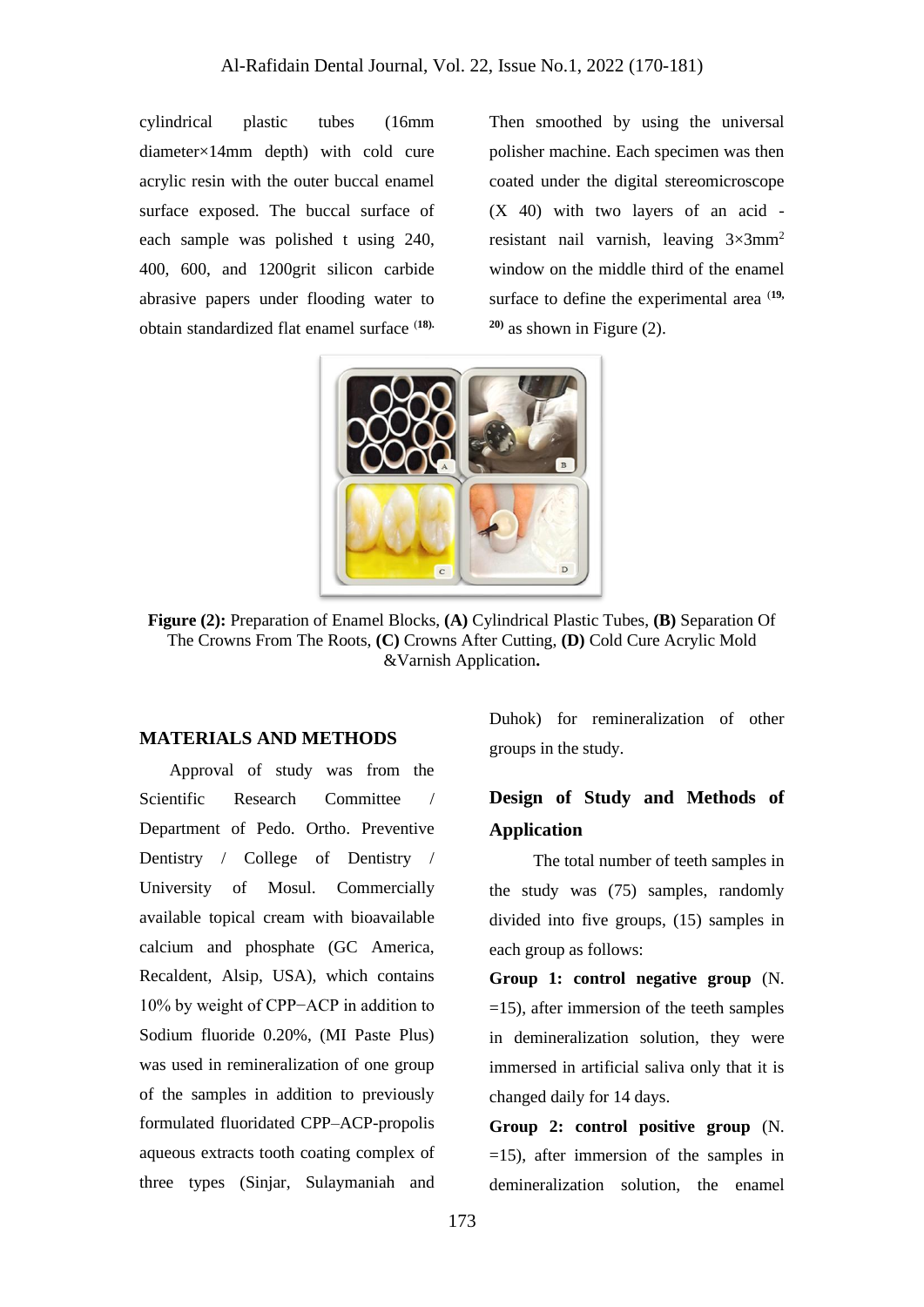cylindrical plastic tubes (16mm diameter×14mm depth) with cold cure acrylic resin with the outer buccal enamel surface exposed. The buccal surface of each sample was polished t using 240, 400, 600, and 1200grit silicon carbide abrasive papers under flooding water to obtain standardized flat enamel surface [18]. Then smoothed by using the universal polisher machine. Each specimen was then coated under the digital stereomicroscope (X 40) with two layers of an acid - resistant nail varnish, leaving 3×3mm$^2$ window on the middle third of the enamel surface to define the experimental area [19, 20] as shown in Figure (2).

**Figure (2):** Preparation of Enamel Blocks, **(A)** Cylindrical Plastic Tubes, **(B)** Separation Of The Crowns From The Roots, **(C)** Crowns After Cutting, **(D)** Cold Cure Acrylic Mold &Varnish Application**.**

## MATERIALS AND METHODS

Approval of study was from the Scientific Research Committee / Department of Pedo. Ortho. Preventive Dentistry / College of Dentistry / University of Mosul. Commercially available topical cream with bioavailable calcium and phosphate (GC America, Recaldent, Alsip, USA), which contains 10% by weight of CPP−ACP in addition to Sodium fluoride 0.20%, (MI Paste Plus) was used in remineralization of one group of the samples in addition to previously formulated fluoridated CPP–ACP-propolis aqueous extracts tooth coating complex of three types (Sinjar, Sulaymaniah and Duhok) for remineralization of other groups in the study.

## Design of Study and Methods of Application

The total number of teeth samples in the study was (75) samples, randomly divided into five groups, (15) samples in each group as follows:

**Group 1: control negative group** (N. =15), after immersion of the teeth samples in demineralization solution, they were immersed in artificial saliva only that it is changed daily for 14 days.

**Group 2: control positive group** (N. =15), after immersion of the samples in demineralization solution, the enamel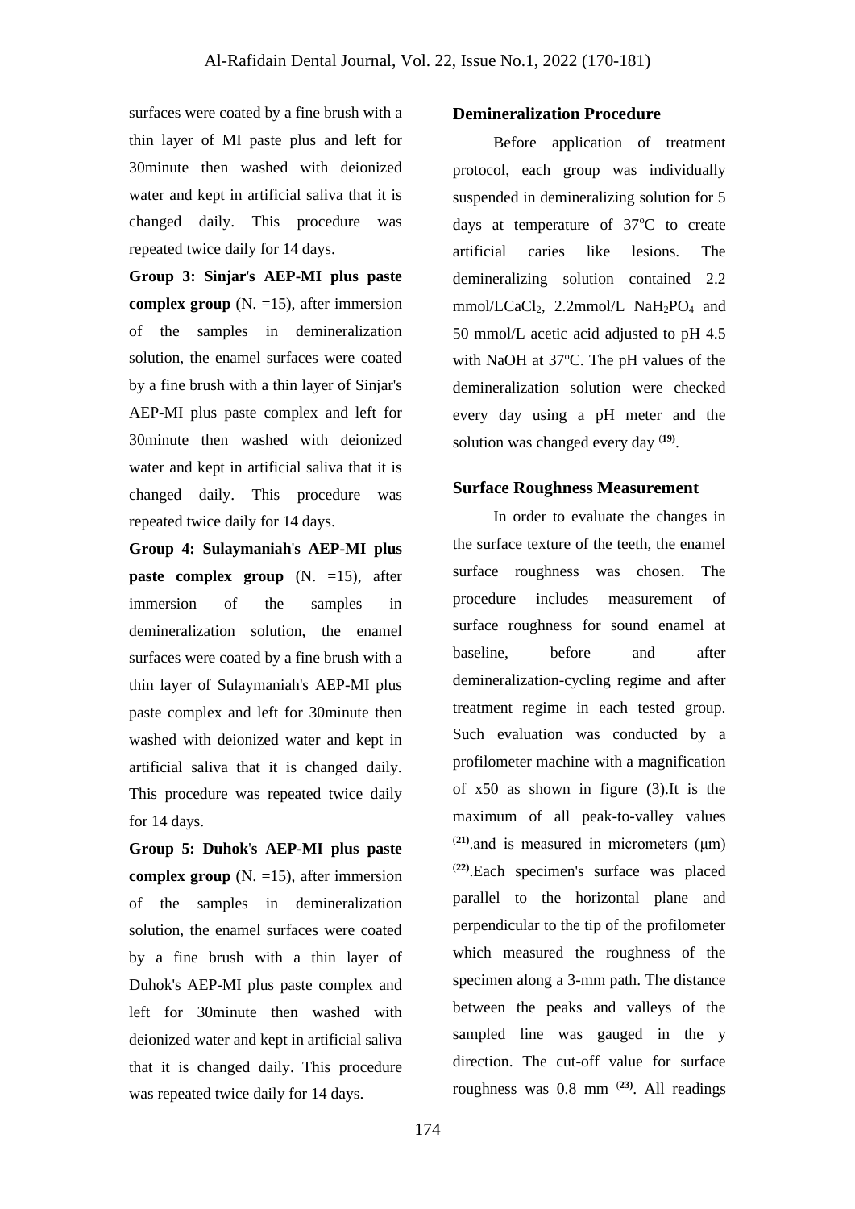surfaces were coated by a fine brush with a thin layer of MI paste plus and left for 30minute then washed with deionized water and kept in artificial saliva that it is changed daily. This procedure was repeated twice daily for 14 days.

**Group 3: Sinjar's AEP-MI plus paste complex group** (N. =15), after immersion of the samples in demineralization solution, the enamel surfaces were coated by a fine brush with a thin layer of Sinjar's AEP-MI plus paste complex and left for 30minute then washed with deionized water and kept in artificial saliva that it is changed daily. This procedure was repeated twice daily for 14 days.

**Group 4: Sulaymaniah's AEP-MI plus paste complex group** (N. =15), after immersion of the samples in demineralization solution, the enamel surfaces were coated by a fine brush with a thin layer of Sulaymaniah's AEP-MI plus paste complex and left for 30minute then washed with deionized water and kept in artificial saliva that it is changed daily. This procedure was repeated twice daily for 14 days.

**Group 5: Duhok's AEP-MI plus paste complex group** (N. =15), after immersion of the samples in demineralization solution, the enamel surfaces were coated by a fine brush with a thin layer of Duhok's AEP-MI plus paste complex and left for 30minute then washed with deionized water and kept in artificial saliva that it is changed daily. This procedure was repeated twice daily for 14 days.

### Demineralization Procedure

Before application of treatment protocol, each group was individually suspended in demineralizing solution for 5 days at temperature of 37ºC to create artificial caries like lesions. The demineralizing solution contained 2.2 mmol/L$CaCl_2$, 2.2mmol/L $NaH_2PO_4$ and 50 mmol/L acetic acid adjusted to pH 4.5 with NaOH at 37ºC. The pH values of the demineralization solution were checked every day using a pH meter and the solution was changed every day [19].

### Surface Roughness Measurement

In order to evaluate the changes in the surface texture of the teeth, the enamel surface roughness was chosen. The procedure includes measurement of surface roughness for sound enamel at baseline, before and after demineralization-cycling regime and after treatment regime in each tested group. Such evaluation was conducted by a profilometer machine with a magnification of x50 as shown in figure (3).It is the maximum of all peak-to-valley values [21].and is measured in micrometers (μm) [22].Each specimen's surface was placed parallel to the horizontal plane and perpendicular to the tip of the profilometer which measured the roughness of the specimen along a 3-mm path. The distance between the peaks and valleys of the sampled line was gauged in the y direction. The cut-off value for surface roughness was 0.8 mm [23]. All readings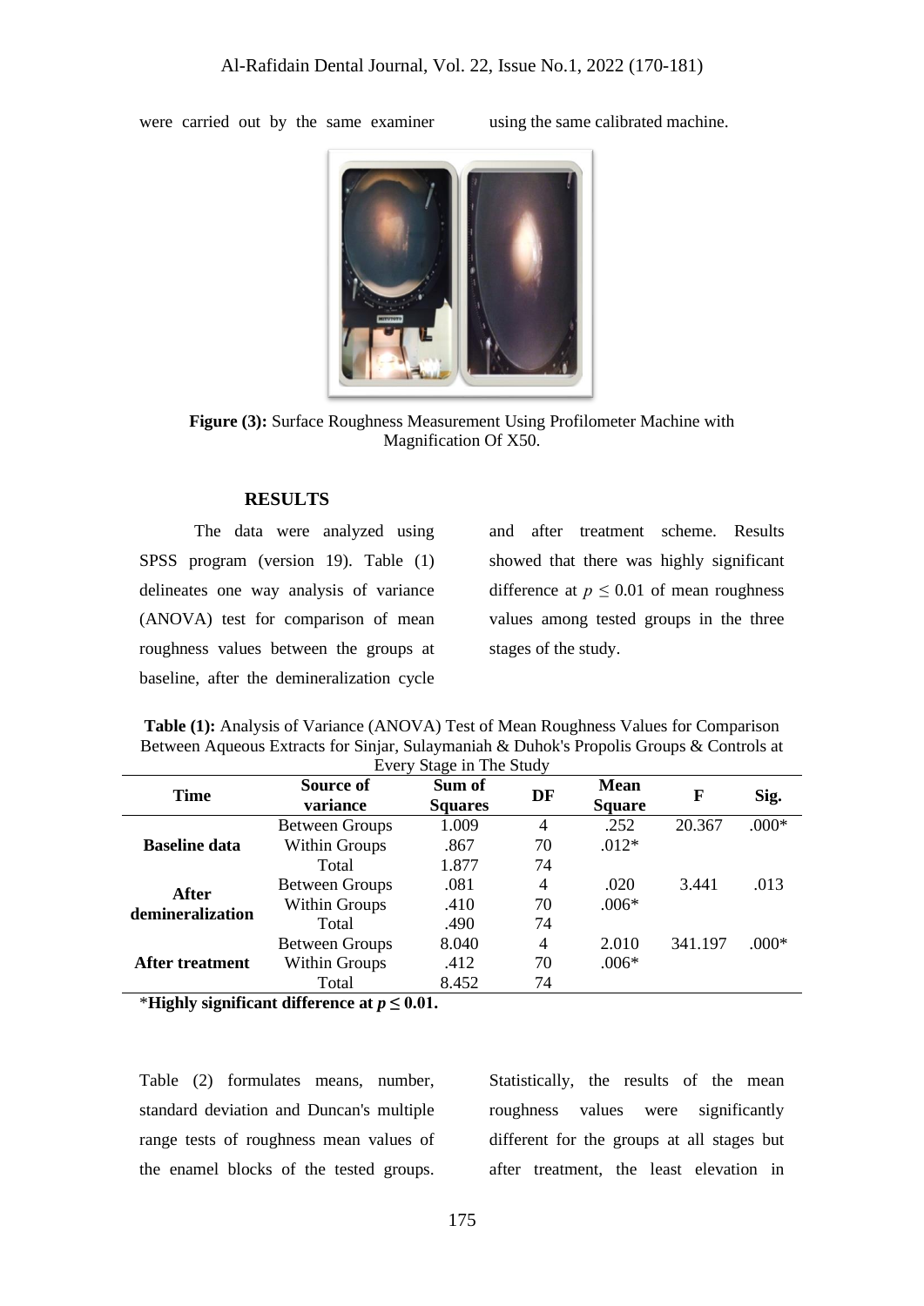were carried out by the same examiner using the same calibrated machine.

**Figure (3):** Surface Roughness Measurement Using Profilometer Machine with Magnification Of X50.

## RESULTS

The data were analyzed using SPSS program (version 19). Table (1) delineates one way analysis of variance (ANOVA) test for comparison of mean roughness values between the groups at baseline, after the demineralization cycle and after treatment scheme. Results showed that there was highly significant difference at $p \leq 0.01$ of mean roughness values among tested groups in the three stages of the study.

**Table (1):** Analysis of Variance (ANOVA) Test of Mean Roughness Values for Comparison Between Aqueous Extracts for Sinjar, Sulaymaniah & Duhok's Propolis Groups & Controls at Every Stage in The Study

| Time | Source of variance | Sum of Squares | DF | Mean Square | F | Sig. |
|---|---|---|---|---|---|---|
| **Baseline data** | Between Groups | 1.009 | 4 | .252 | 20.367 | .000* |
| | Within Groups | .867 | 70 | .012* | | |
| | Total | 1.877 | 74 | | | |
| **After demineralization** | Between Groups | .081 | 4 | .020 | 3.441 | .013 |
| | Within Groups | .410 | 70 | .006* | | |
| | Total | .490 | 74 | | | |
| **After treatment** | Between Groups | 8.040 | 4 | 2.010 | 341.197 | .000* |
| | Within Groups | .412 | 70 | .006* | | |
| | Total | 8.452 | 74 | | | |

\***Highly significant difference at $p \leq 0.01$.**

Table (2) formulates means, number, standard deviation and Duncan's multiple range tests of roughness mean values of the enamel blocks of the tested groups. Statistically, the results of the mean roughness values were significantly different for the groups at all stages but after treatment, the least elevation in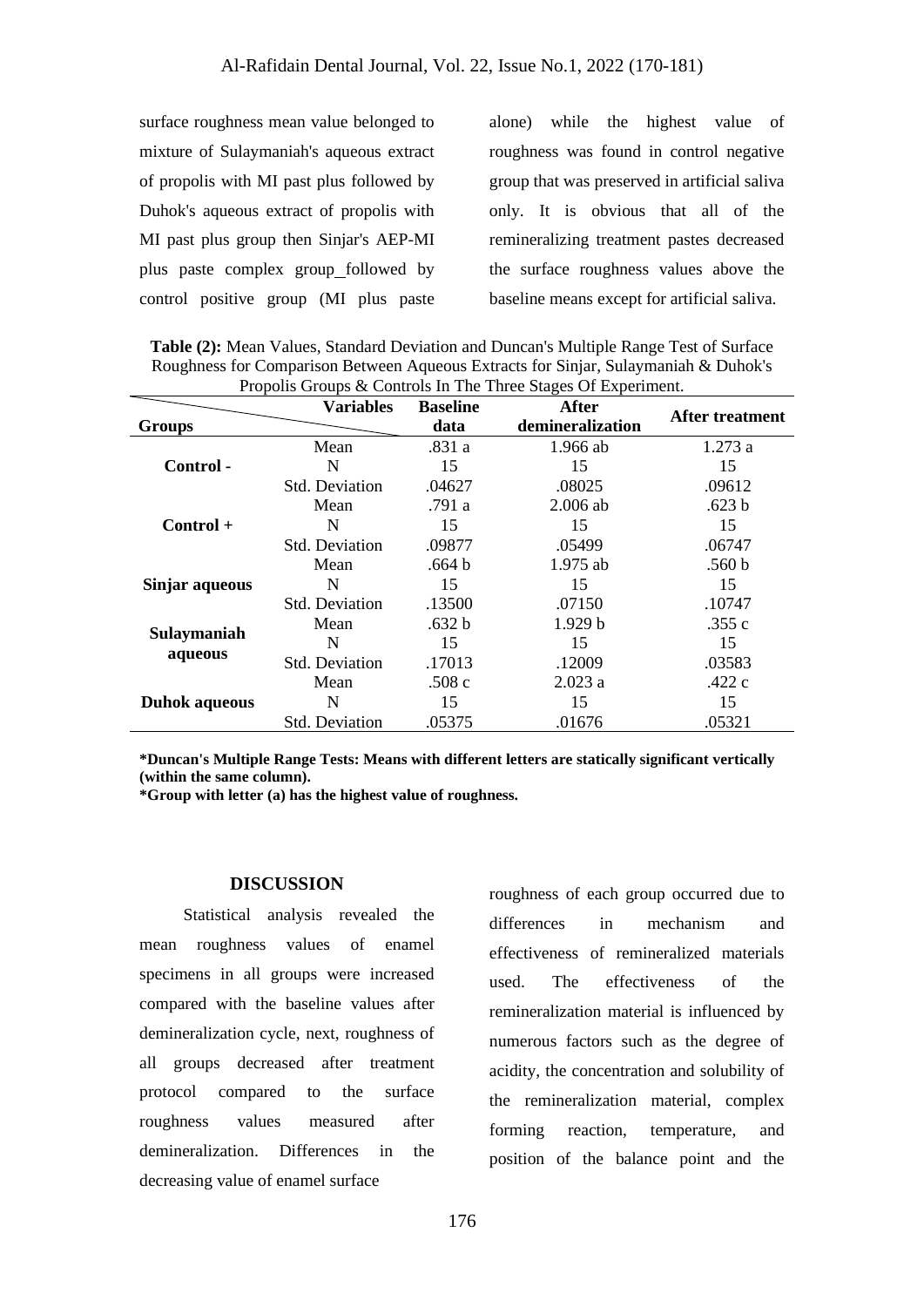surface roughness mean value belonged to mixture of Sulaymaniah's aqueous extract of propolis with MI past plus followed by Duhok's aqueous extract of propolis with MI past plus group then Sinjar's AEP-MI plus paste complex group_followed by control positive group (MI plus paste alone) while the highest value of roughness was found in control negative group that was preserved in artificial saliva only. It is obvious that all of the remineralizing treatment pastes decreased the surface roughness values above the baseline means except for artificial saliva.

**Table (2):** Mean Values, Standard Deviation and Duncan's Multiple Range Test of Surface Roughness for Comparison Between Aqueous Extracts for Sinjar, Sulaymaniah & Duhok's Propolis Groups & Controls In The Three Stages Of Experiment.

| Groups | Variables | Baseline data | After demineralization | After treatment |
|---|---|---|---|---|
| **Control -** | Mean | .831 a | 1.966 ab | 1.273 a |
| | N | 15 | 15 | 15 |
| | Std. Deviation | .04627 | .08025 | .09612 |
| **Control +** | Mean | .791 a | 2.006 ab | .623 b |
| | N | 15 | 15 | 15 |
| | Std. Deviation | .09877 | .05499 | .06747 |
| **Sinjar aqueous** | Mean | .664 b | 1.975 ab | .560 b |
| | N | 15 | 15 | 15 |
| | Std. Deviation | .13500 | .07150 | .10747 |
| **Sulaymaniah aqueous** | Mean | .632 b | 1.929 b | .355 c |
| | N | 15 | 15 | 15 |
| | Std. Deviation | .17013 | .12009 | .03583 |
| **Duhok aqueous** | Mean | .508 c | 2.023 a | .422 c |
| | N | 15 | 15 | 15 |
| | Std. Deviation | .05375 | .01676 | .05321 |

**\*Duncan's Multiple Range Tests: Means with different letters are statically significant vertically (within the same column).**
**\*Group with letter (a) has the highest value of roughness.**

## DISCUSSION

Statistical analysis revealed the mean roughness values of enamel specimens in all groups were increased compared with the baseline values after demineralization cycle, next, roughness of all groups decreased after treatment protocol compared to the surface roughness values measured after demineralization. Differences in the decreasing value of enamel surface roughness of each group occurred due to differences in mechanism and effectiveness of remineralized materials used. The effectiveness of the remineralization material is influenced by numerous factors such as the degree of acidity, the concentration and solubility of the remineralization material, complex forming reaction, temperature, and position of the balance point and the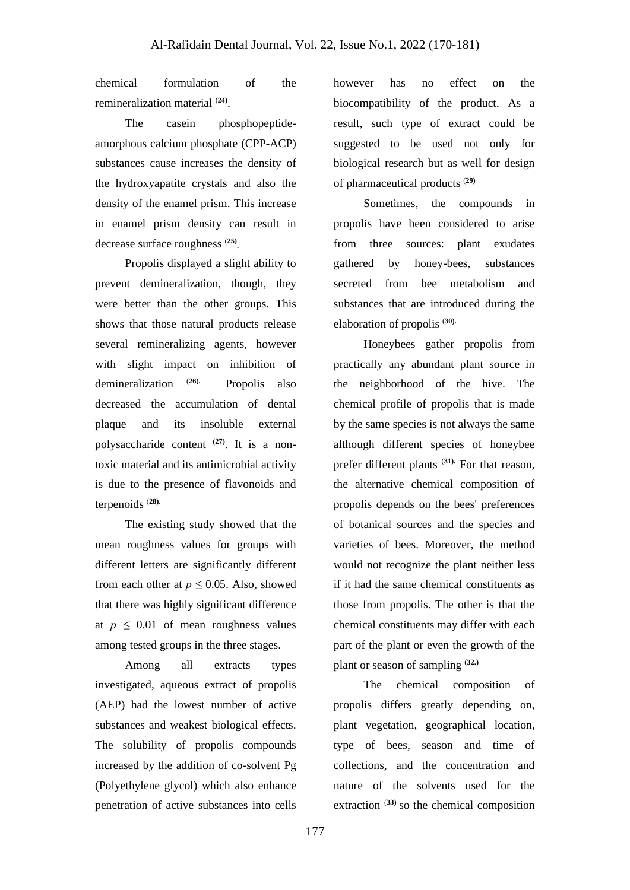chemical formulation of the remineralization material [24].

The casein phosphopeptide-amorphous calcium phosphate (CPP-ACP) substances cause increases the density of the hydroxyapatite crystals and also the density of the enamel prism. This increase in enamel prism density can result in decrease surface roughness [25].

Propolis displayed a slight ability to prevent demineralization, though, they were better than the other groups. This shows that those natural products release several remineralizing agents, however with slight impact on inhibition of demineralization [26]. Propolis also decreased the accumulation of dental plaque and its insoluble external polysaccharide content [27]. It is a non-toxic material and its antimicrobial activity is due to the presence of flavonoids and terpenoids [28].

The existing study showed that the mean roughness values for groups with different letters are significantly different from each other at $p \leq 0.05$. Also, showed that there was highly significant difference at $p \leq 0.01$ of mean roughness values among tested groups in the three stages.

Among all extracts types investigated, aqueous extract of propolis (AEP) had the lowest number of active substances and weakest biological effects. The solubility of propolis compounds increased by the addition of co-solvent Pg (Polyethylene glycol) which also enhance penetration of active substances into cells however has no effect on the biocompatibility of the product. As a result, such type of extract could be suggested to be used not only for biological research but as well for design of pharmaceutical products [29]

Sometimes, the compounds in propolis have been considered to arise from three sources: plant exudates gathered by honey-bees, substances secreted from bee metabolism and substances that are introduced during the elaboration of propolis [30].

Honeybees gather propolis from practically any abundant plant source in the neighborhood of the hive. The chemical profile of propolis that is made by the same species is not always the same although different species of honeybee prefer different plants [31]. For that reason, the alternative chemical composition of propolis depends on the bees' preferences of botanical sources and the species and varieties of bees. Moreover, the method would not recognize the plant neither less if it had the same chemical constituents as those from propolis. The other is that the chemical constituents may differ with each part of the plant or even the growth of the plant or season of sampling [32.]

The chemical composition of propolis differs greatly depending on, plant vegetation, geographical location, type of bees, season and time of collections, and the concentration and nature of the solvents used for the extraction [33] so the chemical composition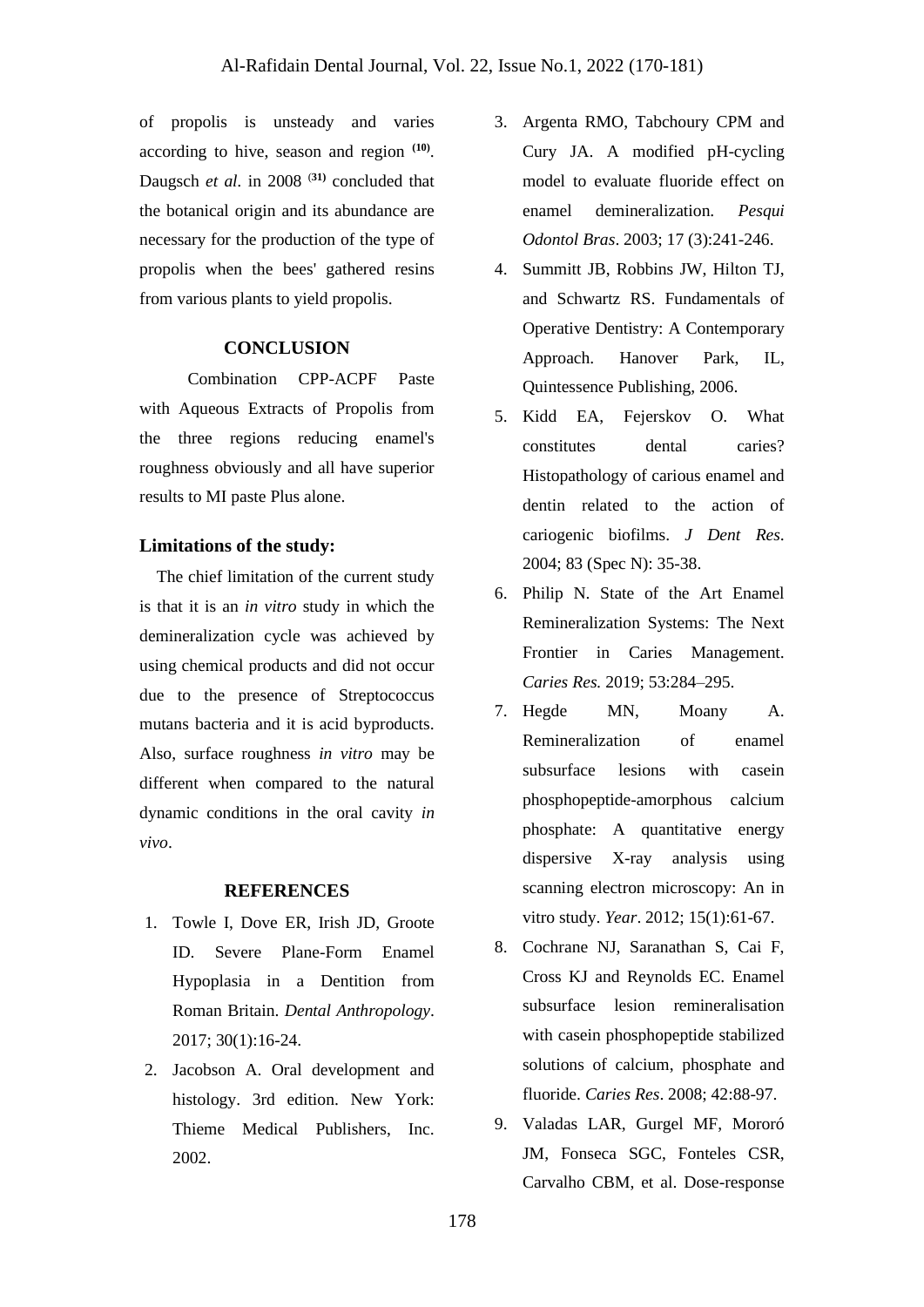of propolis is unsteady and varies according to hive, season and region [(10)]. Daugsch *et al*. in 2008 [(31)] concluded that the botanical origin and its abundance are necessary for the production of the type of propolis when the bees' gathered resins from various plants to yield propolis.

## CONCLUSION

Combination CPP-ACPF Paste with Aqueous Extracts of Propolis from the three regions reducing enamel's roughness obviously and all have superior results to MI paste Plus alone.

### Limitations of the study:

The chief limitation of the current study is that it is an *in vitro* study in which the demineralization cycle was achieved by using chemical products and did not occur due to the presence of Streptococcus mutans bacteria and it is acid byproducts. Also, surface roughness *in vitro* may be different when compared to the natural dynamic conditions in the oral cavity *in vivo*.

## REFERENCES

1. Towle I, Dove ER, Irish JD, Groote ID. Severe Plane-Form Enamel Hypoplasia in a Dentition from Roman Britain. *Dental Anthropology*. 2017; 30(1):16-24.
2. Jacobson A. Oral development and histology. 3rd edition. New York: Thieme Medical Publishers, Inc. 2002.
3. Argenta RMO, Tabchoury CPM and Cury JA. A modified pH-cycling model to evaluate fluoride effect on enamel demineralization. *Pesqui Odontol Bras*. 2003; 17 (3):241-246.
4. Summitt JB, Robbins JW, Hilton TJ, and Schwartz RS. Fundamentals of Operative Dentistry: A Contemporary Approach. Hanover Park, IL, Quintessence Publishing, 2006.
5. Kidd EA, Fejerskov O. What constitutes dental caries? Histopathology of carious enamel and dentin related to the action of cariogenic biofilms. *J Dent Res*. 2004; 83 (Spec N): 35-38.
6. Philip N. State of the Art Enamel Remineralization Systems: The Next Frontier in Caries Management. *Caries Res.* 2019; 53:284–295.
7. Hegde MN, Moany A. Remineralization of enamel subsurface lesions with casein phosphopeptide-amorphous calcium phosphate: A quantitative energy dispersive X-ray analysis using scanning electron microscopy: An in vitro study. *Year*. 2012; 15(1):61-67.
8. Cochrane NJ, Saranathan S, Cai F, Cross KJ and Reynolds EC. Enamel subsurface lesion remineralisation with casein phosphopeptide stabilized solutions of calcium, phosphate and fluoride. *Caries Res*. 2008; 42:88-97.
9. Valadas LAR, Gurgel MF, Mororó JM, Fonseca SGC, Fonteles CSR, Carvalho CBM, et al. Dose-response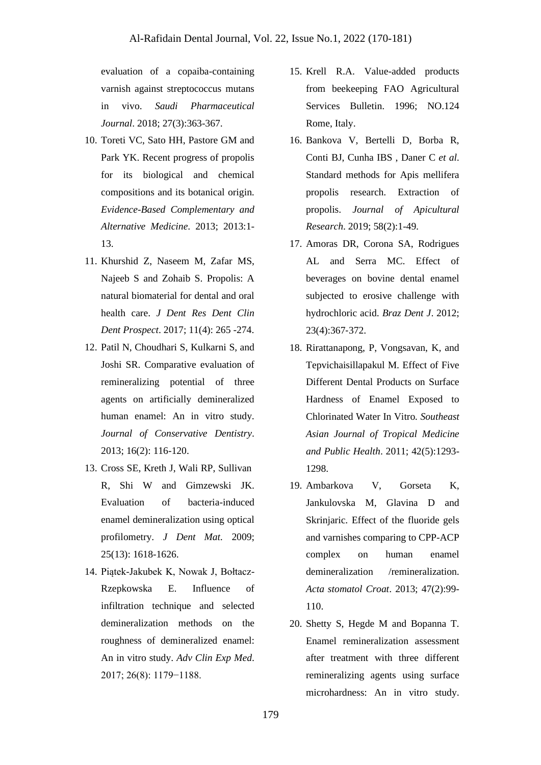evaluation of a copaiba-containing varnish against streptococcus mutans in vivo. *Saudi Pharmaceutical Journal*. 2018; 27(3):363-367.

10. Toreti VC, Sato HH, Pastore GM and Park YK. Recent progress of propolis for its biological and chemical compositions and its botanical origin. *Evidence-Based Complementary and Alternative Medicine*. 2013; 2013:1-13.
11. Khurshid Z, Naseem M, Zafar MS, Najeeb S and Zohaib S. Propolis: A natural biomaterial for dental and oral health care. *J Dent Res Dent Clin Dent Prospect*. 2017; 11(4): 265 -274.
12. Patil N, Choudhari S, Kulkarni S, and Joshi SR. Comparative evaluation of remineralizing potential of three agents on artificially demineralized human enamel: An in vitro study. *Journal of Conservative Dentistry*. 2013; 16(2): 116-120.
13. Cross SE, Kreth J, Wali RP, Sullivan R, Shi W and Gimzewski JK. Evaluation of bacteria-induced enamel demineralization using optical profilometry. *J Dent Mat*. 2009; 25(13): 1618-1626.
14. Piątek-Jakubek K, Nowak J, Bołtacz-Rzepkowska E. Influence of infiltration technique and selected demineralization methods on the roughness of demineralized enamel: An in vitro study. *Adv Clin Exp Med*. 2017; 26(8): 1179−1188.
15. Krell R.A. Value-added products from beekeeping FAO Agricultural Services Bulletin. 1996; NO.124 Rome, Italy.
16. Bankova V, Bertelli D, Borba R, Conti BJ, Cunha IBS , Daner C *et al*. Standard methods for Apis mellifera propolis research. Extraction of propolis. *Journal of Apicultural Research*. 2019; 58(2):1-49.
17. Amoras DR, Corona SA, Rodrigues AL and Serra MC. Effect of beverages on bovine dental enamel subjected to erosive challenge with hydrochloric acid. *Braz Dent J*. 2012; 23(4):367-372.
18. Rirattanapong, P, Vongsavan, K, and Tepvichaisillapakul M. Effect of Five Different Dental Products on Surface Hardness of Enamel Exposed to Chlorinated Water In Vitro. *Southeast Asian Journal of Tropical Medicine and Public Health*. 2011; 42(5):1293-1298.
19. Ambarkova V, Gorseta K, Jankulovska M, Glavina D and Skrinjaric. Effect of the fluoride gels and varnishes comparing to CPP-ACP complex on human enamel demineralization /remineralization. *Acta stomatol Croat*. 2013; 47(2):99-110.
20. Shetty S, Hegde M and Bopanna T. Enamel remineralization assessment after treatment with three different remineralizing agents using surface microhardness: An in vitro study.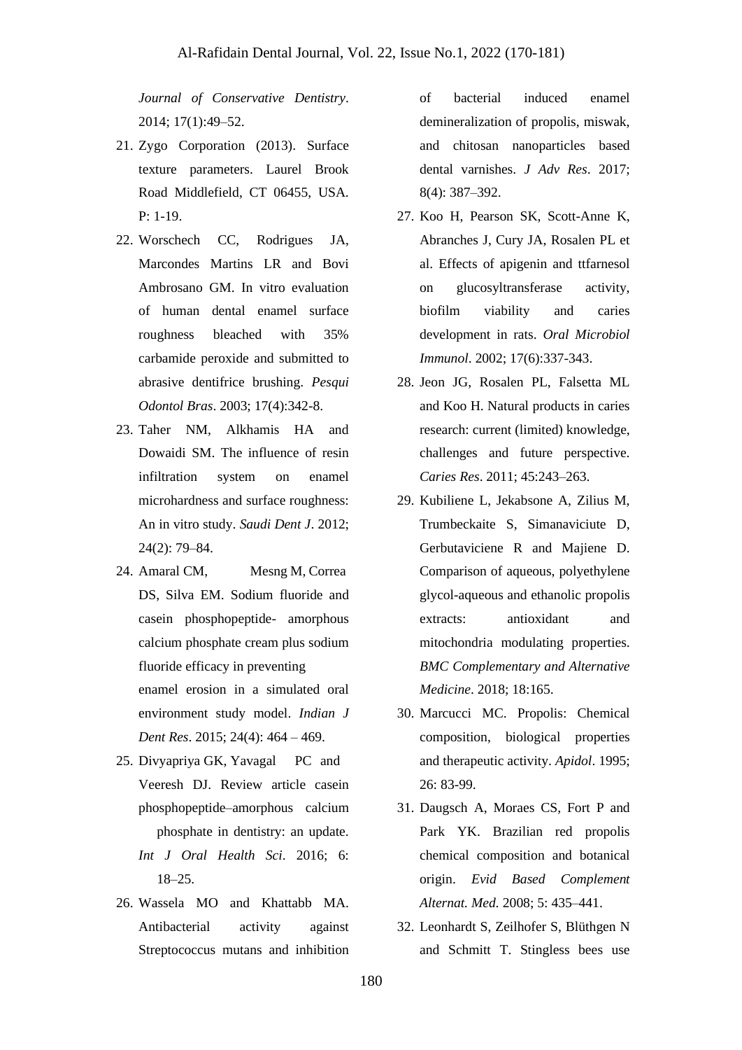*Journal of Conservative Dentistry*. 2014; 17(1):49–52.

21. Zygo Corporation (2013). Surface texture parameters. Laurel Brook Road Middlefield, CT 06455, USA. P: 1-19.
22. Worschech CC, Rodrigues JA, Marcondes Martins LR and Bovi Ambrosano GM. In vitro evaluation of human dental enamel surface roughness bleached with 35% carbamide peroxide and submitted to abrasive dentifrice brushing. *Pesqui Odontol Bras*. 2003; 17(4):342-8.
23. Taher NM, Alkhamis HA and Dowaidi SM. The influence of resin infiltration system on enamel microhardness and surface roughness: An in vitro study. *Saudi Dent J*. 2012; 24(2): 79–84.
24. Amaral CM, Mesng M, Correa DS, Silva EM. Sodium fluoride and casein phosphopeptide- amorphous calcium phosphate cream plus sodium fluoride efficacy in preventing enamel erosion in a simulated oral environment study model. *Indian J Dent Res*. 2015; 24(4): 464 – 469.
25. Divyapriya GK, Yavagal PC and Veeresh DJ. Review article casein phosphopeptide–amorphous calcium phosphate in dentistry: an update. *Int J Oral Health Sci*. 2016; 6: 18–25.
26. Wassela MO and Khattabb MA. Antibacterial activity against Streptococcus mutans and inhibition of bacterial induced enamel demineralization of propolis, miswak, and chitosan nanoparticles based dental varnishes. *J Adv Res*. 2017; 8(4): 387–392.
27. Koo H, Pearson SK, Scott-Anne K, Abranches J, Cury JA, Rosalen PL et al. Effects of apigenin and ttfarnesol on glucosyltransferase activity, biofilm viability and caries development in rats. *Oral Microbiol Immunol*. 2002; 17(6):337-343.
28. Jeon JG, Rosalen PL, Falsetta ML and Koo H. Natural products in caries research: current (limited) knowledge, challenges and future perspective. *Caries Res*. 2011; 45:243–263.
29. Kubiliene L, Jekabsone A, Zilius M, Trumbeckaite S, Simanaviciute D, Gerbutaviciene R and Majiene D. Comparison of aqueous, polyethylene glycol-aqueous and ethanolic propolis extracts: antioxidant and mitochondria modulating properties. *BMC Complementary and Alternative Medicine*. 2018; 18:165.
30. Marcucci MC. Propolis: Chemical composition, biological properties and therapeutic activity. *Apidol*. 1995; 26: 83-99.
31. Daugsch A, Moraes CS, Fort P and Park YK. Brazilian red propolis chemical composition and botanical origin. *Evid Based Complement Alternat. Med*. 2008; 5: 435–441.
32. Leonhardt S, Zeilhofer S, Blüthgen N and Schmitt T. Stingless bees use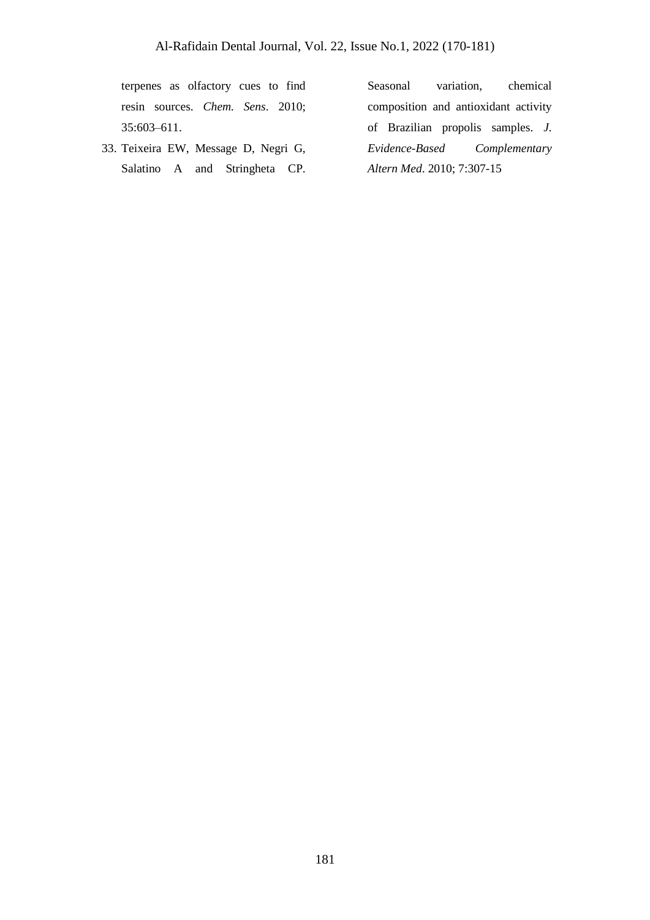terpenes as olfactory cues to find resin sources. *Chem. Sens*. 2010; 35:603–611.

33. Teixeira EW, Message D, Negri G, Salatino A and Stringheta CP. Seasonal variation, chemical composition and antioxidant activity of Brazilian propolis samples. *J. Evidence-Based Complementary Altern Med*. 2010; 7:307-15